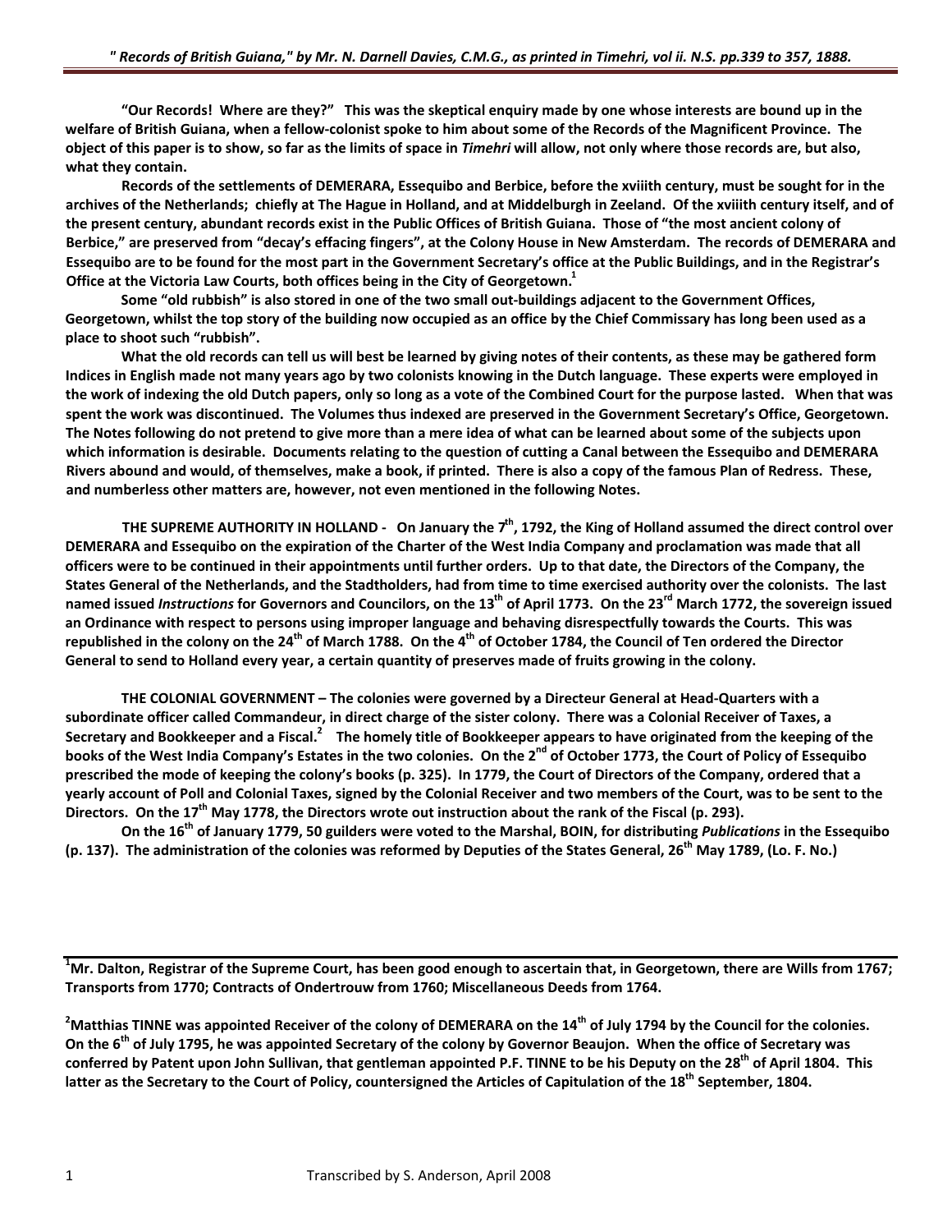"Our Records! Where are they?" This was the skeptical enquiry made by one whose interests are bound up in the welfare of British Guiana, when a fellow-colonist spoke to him about some of the Records of the Magnificent Province. The object of this paper is to show, so far as the limits of space in *Timehri* will allow, not only where those records are, but also, what they contain.

Records of the settlements of DEMERARA, Essequibo and Berbice, before the xviiith century, must be sought for in the archives of the Netherlands; chiefly at The Hague in Holland, and at Middelburgh in Zeeland. Of the xviiith century itself, and of the present century, abundant records exist in the Public Offices of British Guiana. Those of "the most ancient colony of Berbice," are preserved from "decay's effacing fingers", at the Colony House in New Amsterdam. The records of DEMERARA and Essequibo are to be found for the most part in the Government Secretary's office at the Public Buildings, and in the Registrar's Office at the Victoria Law Courts, both offices being in the City of Georgetown.[1]

Some "old rubbish" is also stored in one of the two small out-buildings adjacent to the Government Offices, Georgetown, whilst the top story of the building now occupied as an office by the Chief Commissary has long been used as a place to shoot such "rubbish".

What the old records can tell us will best be learned by giving notes of their contents, as these may be gathered form Indices in English made not many years ago by two colonists knowing in the Dutch language. These experts were employed in the work of indexing the old Dutch papers, only so long as a vote of the Combined Court for the purpose lasted. When that was spent the work was discontinued. The Volumes thus indexed are preserved in the Government Secretary's Office, Georgetown. The Notes following do not pretend to give more than a mere idea of what can be learned about some of the subjects upon which information is desirable. Documents relating to the question of cutting a Canal between the Essequibo and DEMERARA Rivers abound and would, of themselves, make a book, if printed. There is also a copy of the famous Plan of Redress. These, and numberless other matters are, however, not even mentioned in the following Notes.

**THE SUPREME AUTHORITY IN HOLLAND** - On January the 7th, 1792, the King of Holland assumed the direct control over DEMERARA and Essequibo on the expiration of the Charter of the West India Company and proclamation was made that all officers were to be continued in their appointments until further orders. Up to that date, the Directors of the Company, the States General of the Netherlands, and the Stadtholders, had from time to time exercised authority over the colonists. The last named issued *Instructions* for Governors and Councilors, on the 13th of April 1773. On the 23rd March 1772, the sovereign issued an Ordinance with respect to persons using improper language and behaving disrespectfully towards the Courts. This was republished in the colony on the 24th of March 1788. On the 4th of October 1784, the Council of Ten ordered the Director General to send to Holland every year, a certain quantity of preserves made of fruits growing in the colony.

**THE COLONIAL GOVERNMENT** – The colonies were governed by a Directeur General at Head-Quarters with a subordinate officer called Commandeur, in direct charge of the sister colony. There was a Colonial Receiver of Taxes, a Secretary and Bookkeeper and a Fiscal.[2] The homely title of Bookkeeper appears to have originated from the keeping of the books of the West India Company's Estates in the two colonies. On the 2nd of October 1773, the Court of Policy of Essequibo prescribed the mode of keeping the colony's books (p. 325). In 1779, the Court of Directors of the Company, ordered that a yearly account of Poll and Colonial Taxes, signed by the Colonial Receiver and two members of the Court, was to be sent to the Directors. On the 17th May 1778, the Directors wrote out instruction about the rank of the Fiscal (p. 293).

On the 16th of January 1779, 50 guilders were voted to the Marshal, BOIN, for distributing *Publications* in the Essequibo (p. 137). The administration of the colonies was reformed by Deputies of the States General, 26th May 1789, (Lo. F. No.)

---

[1] Mr. Dalton, Registrar of the Supreme Court, has been good enough to ascertain that, in Georgetown, there are Wills from 1767; Transports from 1770; Contracts of Ondertrouw from 1760; Miscellaneous Deeds from 1764.

[2] Matthias TINNE was appointed Receiver of the colony of DEMERARA on the 14th of July 1794 by the Council for the colonies. On the 6th of July 1795, he was appointed Secretary of the colony by Governor Beaujon. When the office of Secretary was conferred by Patent upon John Sullivan, that gentleman appointed P.F. TINNE to be his Deputy on the 28th of April 1804. This latter as the Secretary to the Court of Policy, countersigned the Articles of Capitulation of the 18th September, 1804.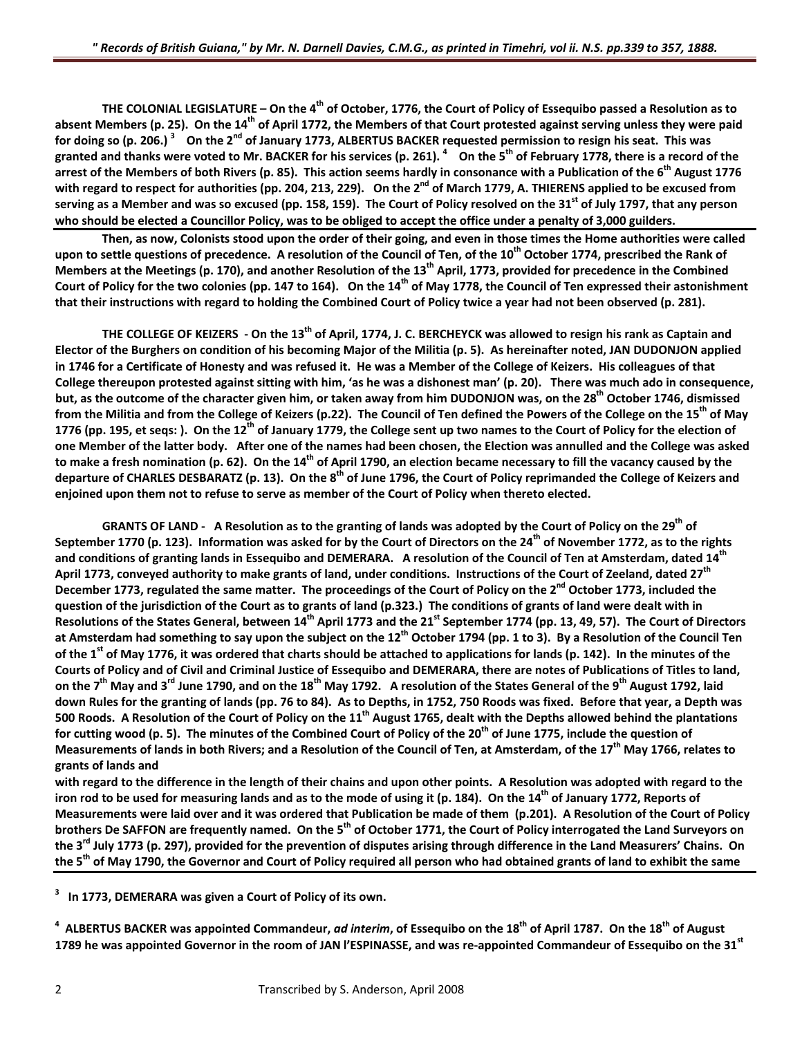**THE COLONIAL LEGISLATURE – On the 4th of October, 1776, the Court of Policy of Essequibo passed a Resolution as to absent Members (p. 25). On the 14th of April 1772, the Members of that Court protested against serving unless they were paid for doing so (p. 206.) [3] On the 2nd of January 1773, ALBERTUS BACKER requested permission to resign his seat. This was granted and thanks were voted to Mr. BACKER for his services (p. 261). [4] On the 5th of February 1778, there is a record of the arrest of the Members of both Rivers (p. 85). This action seems hardly in consonance with a Publication of the 6th August 1776 with regard to respect for authorities (pp. 204, 213, 229). On the 2nd of March 1779, A. THIERENS applied to be excused from serving as a Member and was so excused (pp. 158, 159). The Court of Policy resolved on the 31st of July 1797, that any person who should be elected a Councillor Policy, was to be obliged to accept the office under a penalty of 3,000 guilders.**

**Then, as now, Colonists stood upon the order of their going, and even in those times the Home authorities were called upon to settle questions of precedence. A resolution of the Council of Ten, of the 10th October 1774, prescribed the Rank of Members at the Meetings (p. 170), and another Resolution of the 13th April, 1773, provided for precedence in the Combined Court of Policy for the two colonies (pp. 147 to 164). On the 14th of May 1778, the Council of Ten expressed their astonishment that their instructions with regard to holding the Combined Court of Policy twice a year had not been observed (p. 281).**

**THE COLLEGE OF KEIZERS - On the 13th of April, 1774, J. C. BERCHEYCK was allowed to resign his rank as Captain and Elector of the Burghers on condition of his becoming Major of the Militia (p. 5). As hereinafter noted, JAN DUDONJON applied in 1746 for a Certificate of Honesty and was refused it. He was a Member of the College of Keizers. His colleagues of that College thereupon protested against sitting with him, 'as he was a dishonest man' (p. 20). There was much ado in consequence, but, as the outcome of the character given him, or taken away from him DUDONJON was, on the 28th October 1746, dismissed from the Militia and from the College of Keizers (p.22). The Council of Ten defined the Powers of the College on the 15th of May 1776 (pp. 195, et seqs: ). On the 12th of January 1779, the College sent up two names to the Court of Policy for the election of one Member of the latter body. After one of the names had been chosen, the Election was annulled and the College was asked to make a fresh nomination (p. 62). On the 14th of April 1790, an election became necessary to fill the vacancy caused by the departure of CHARLES DESBARATZ (p. 13). On the 8th of June 1796, the Court of Policy reprimanded the College of Keizers and enjoined upon them not to refuse to serve as member of the Court of Policy when thereto elected.**

**GRANTS OF LAND - A Resolution as to the granting of lands was adopted by the Court of Policy on the 29th of September 1770 (p. 123). Information was asked for by the Court of Directors on the 24th of November 1772, as to the rights and conditions of granting lands in Essequibo and DEMERARA. A resolution of the Council of Ten at Amsterdam, dated 14th April 1773, conveyed authority to make grants of land, under conditions. Instructions of the Court of Zeeland, dated 27th December 1773, regulated the same matter. The proceedings of the Court of Policy on the 2nd October 1773, included the question of the jurisdiction of the Court as to grants of land (p.323.) The conditions of grants of land were dealt with in Resolutions of the States General, between 14th April 1773 and the 21st September 1774 (pp. 13, 49, 57). The Court of Directors at Amsterdam had something to say upon the subject on the 12th October 1794 (pp. 1 to 3). By a Resolution of the Council Ten of the 1st of May 1776, it was ordered that charts should be attached to applications for lands (p. 142). In the minutes of the Courts of Policy and of Civil and Criminal Justice of Essequibo and DEMERARA, there are notes of Publications of Titles to land, on the 7th May and 3rd June 1790, and on the 18th May 1792. A resolution of the States General of the 9th August 1792, laid down Rules for the granting of lands (pp. 76 to 84). As to Depths, in 1752, 750 Roods was fixed. Before that year, a Depth was 500 Roods. A Resolution of the Court of Policy on the 11th August 1765, dealt with the Depths allowed behind the plantations for cutting wood (p. 5). The minutes of the Combined Court of Policy of the 20th of June 1775, include the question of Measurements of lands in both Rivers; and a Resolution of the Council of Ten, at Amsterdam, of the 17th May 1766, relates to grants of lands and**

**with regard to the difference in the length of their chains and upon other points. A Resolution was adopted with regard to the iron rod to be used for measuring lands and as to the mode of using it (p. 184). On the 14th of January 1772, Reports of Measurements were laid over and it was ordered that Publication be made of them (p.201). A Resolution of the Court of Policy brothers De SAFFON are frequently named. On the 5th of October 1771, the Court of Policy interrogated the Land Surveyors on the 3rd July 1773 (p. 297), provided for the prevention of disputes arising through difference in the Land Measurers' Chains. On the 5th of May 1790, the Governor and Court of Policy required all person who had obtained grants of land to exhibit the same**

---

**[3] In 1773, DEMERARA was given a Court of Policy of its own.**

**[4] ALBERTUS BACKER was appointed Commandeur, *ad interim*, of Essequibo on the 18th of April 1787. On the 18th of August 1789 he was appointed Governor in the room of JAN l'ESPINASSE, and was re-appointed Commandeur of Essequibo on the 31st**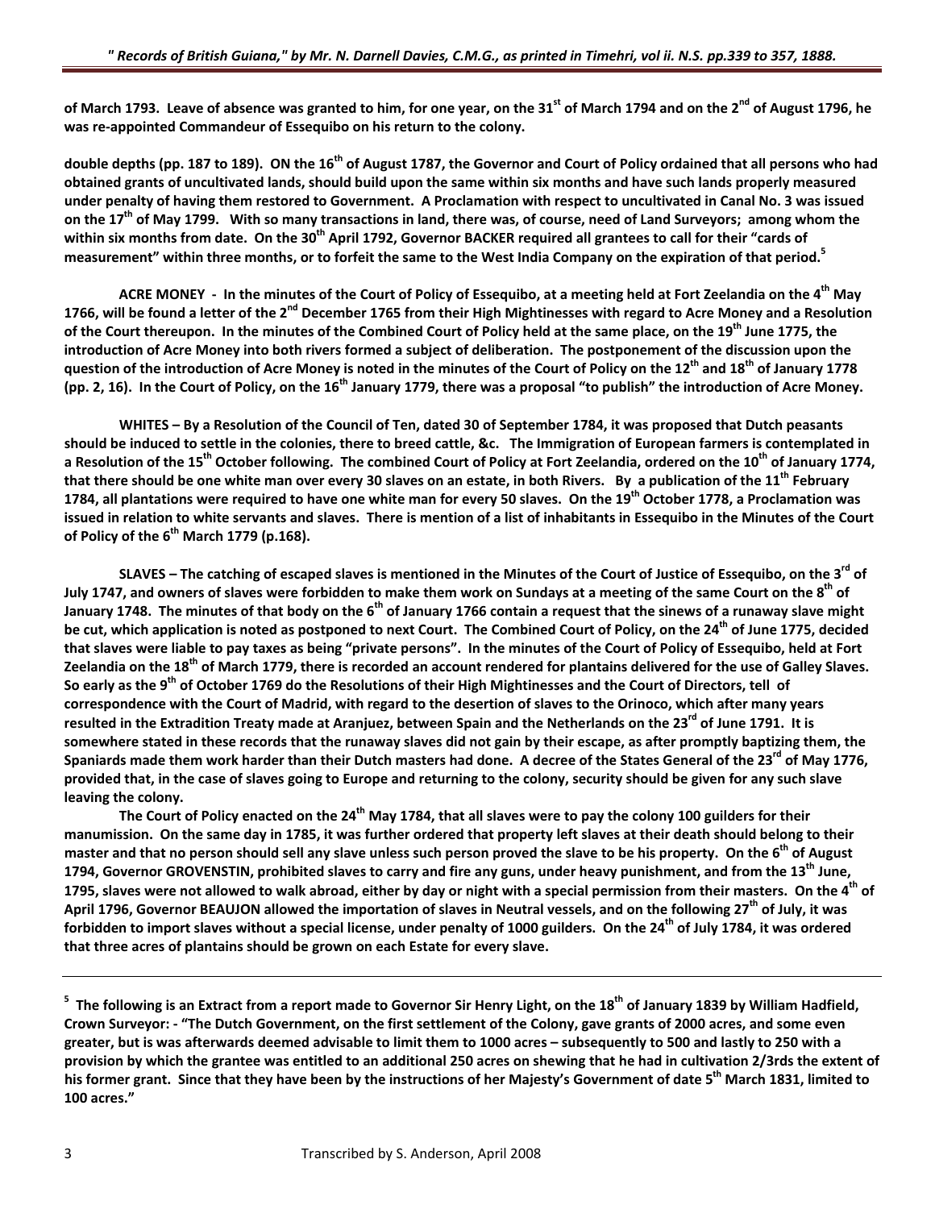**of March 1793. Leave of absence was granted to him, for one year, on the 31st of March 1794 and on the 2nd of August 1796, he was re-appointed Commandeur of Essequibo on his return to the colony.**

**double depths (pp. 187 to 189). ON the 16th of August 1787, the Governor and Court of Policy ordained that all persons who had obtained grants of uncultivated lands, should build upon the same within six months and have such lands properly measured under penalty of having them restored to Government. A Proclamation with respect to uncultivated in Canal No. 3 was issued on the 17th of May 1799. With so many transactions in land, there was, of course, need of Land Surveyors; among whom the within six months from date. On the 30th April 1792, Governor BACKER required all grantees to call for their "cards of measurement" within three months, or to forfeit the same to the West India Company on the expiration of that period.[5]**

**ACRE MONEY - In the minutes of the Court of Policy of Essequibo, at a meeting held at Fort Zeelandia on the 4th May 1766, will be found a letter of the 2nd December 1765 from their High Mightinesses with regard to Acre Money and a Resolution of the Court thereupon. In the minutes of the Combined Court of Policy held at the same place, on the 19th June 1775, the introduction of Acre Money into both rivers formed a subject of deliberation. The postponement of the discussion upon the question of the introduction of Acre Money is noted in the minutes of the Court of Policy on the 12th and 18th of January 1778 (pp. 2, 16). In the Court of Policy, on the 16th January 1779, there was a proposal "to publish" the introduction of Acre Money.**

**WHITES – By a Resolution of the Council of Ten, dated 30 of September 1784, it was proposed that Dutch peasants should be induced to settle in the colonies, there to breed cattle, &c. The Immigration of European farmers is contemplated in a Resolution of the 15th October following. The combined Court of Policy at Fort Zeelandia, ordered on the 10th of January 1774, that there should be one white man over every 30 slaves on an estate, in both Rivers. By a publication of the 11th February 1784, all plantations were required to have one white man for every 50 slaves. On the 19th October 1778, a Proclamation was issued in relation to white servants and slaves. There is mention of a list of inhabitants in Essequibo in the Minutes of the Court of Policy of the 6th March 1779 (p.168).**

**SLAVES – The catching of escaped slaves is mentioned in the Minutes of the Court of Justice of Essequibo, on the 3rd of July 1747, and owners of slaves were forbidden to make them work on Sundays at a meeting of the same Court on the 8th of January 1748. The minutes of that body on the 6th of January 1766 contain a request that the sinews of a runaway slave might be cut, which application is noted as postponed to next Court. The Combined Court of Policy, on the 24th of June 1775, decided that slaves were liable to pay taxes as being "private persons". In the minutes of the Court of Policy of Essequibo, held at Fort Zeelandia on the 18th of March 1779, there is recorded an account rendered for plantains delivered for the use of Galley Slaves. So early as the 9th of October 1769 do the Resolutions of their High Mightinesses and the Court of Directors, tell of correspondence with the Court of Madrid, with regard to the desertion of slaves to the Orinoco, which after many years resulted in the Extradition Treaty made at Aranjuez, between Spain and the Netherlands on the 23rd of June 1791. It is somewhere stated in these records that the runaway slaves did not gain by their escape, as after promptly baptizing them, the Spaniards made them work harder than their Dutch masters had done. A decree of the States General of the 23rd of May 1776, provided that, in the case of slaves going to Europe and returning to the colony, security should be given for any such slave leaving the colony.**

**The Court of Policy enacted on the 24th May 1784, that all slaves were to pay the colony 100 guilders for their manumission. On the same day in 1785, it was further ordered that property left slaves at their death should belong to their master and that no person should sell any slave unless such person proved the slave to be his property. On the 6th of August 1794, Governor GROVENSTIN, prohibited slaves to carry and fire any guns, under heavy punishment, and from the 13th June, 1795, slaves were not allowed to walk abroad, either by day or night with a special permission from their masters. On the 4th of April 1796, Governor BEAUJON allowed the importation of slaves in Neutral vessels, and on the following 27th of July, it was forbidden to import slaves without a special license, under penalty of 1000 guilders. On the 24th of July 1784, it was ordered that three acres of plantains should be grown on each Estate for every slave.**

---

**[5] The following is an Extract from a report made to Governor Sir Henry Light, on the 18th of January 1839 by William Hadfield, Crown Surveyor: - "The Dutch Government, on the first settlement of the Colony, gave grants of 2000 acres, and some even greater, but is was afterwards deemed advisable to limit them to 1000 acres – subsequently to 500 and lastly to 250 with a provision by which the grantee was entitled to an additional 250 acres on shewing that he had in cultivation 2/3rds the extent of his former grant. Since that they have been by the instructions of her Majesty's Government of date 5th March 1831, limited to 100 acres."**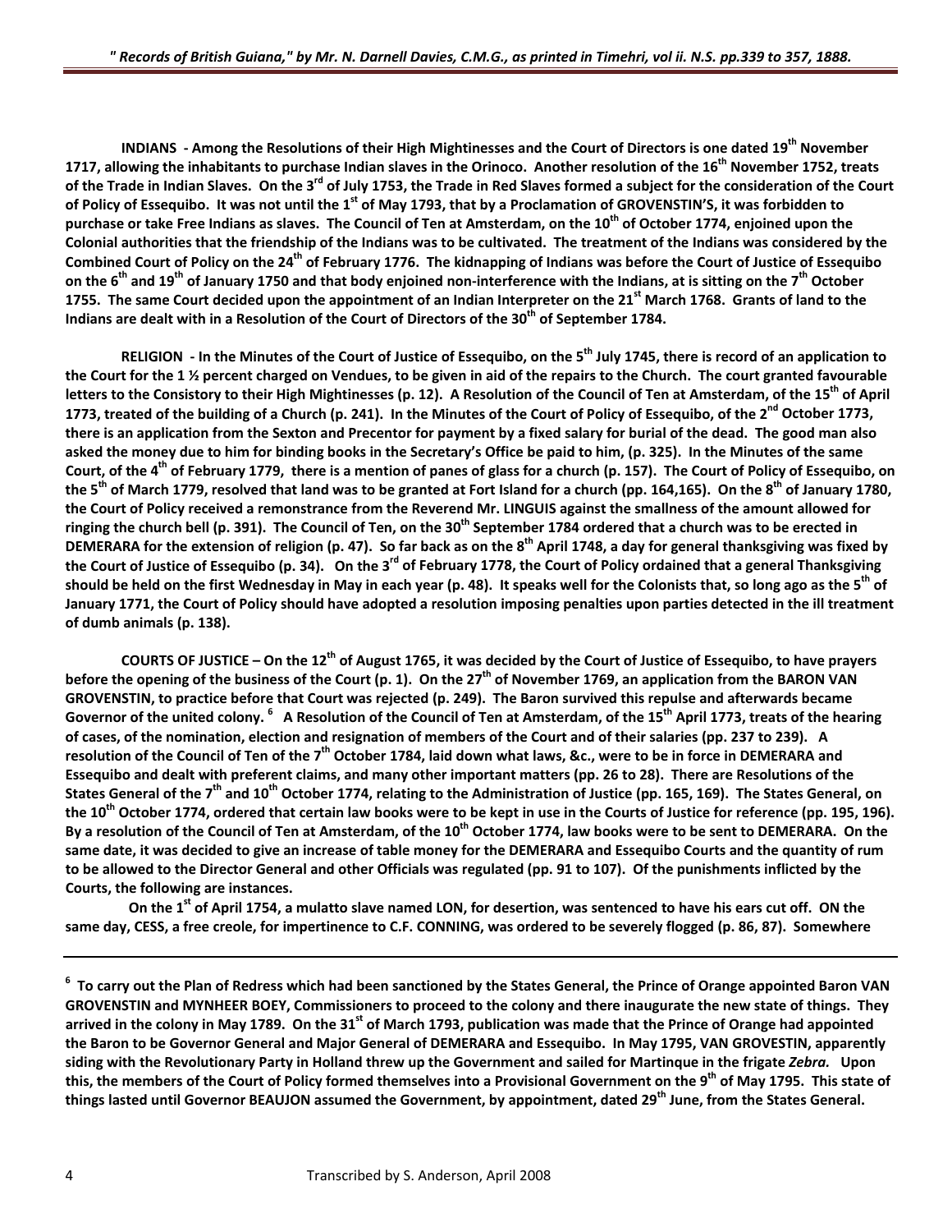**INDIANS - Among the Resolutions of their High Mightinesses and the Court of Directors is one dated 19th November 1717, allowing the inhabitants to purchase Indian slaves in the Orinoco. Another resolution of the 16th November 1752, treats of the Trade in Indian Slaves. On the 3rd of July 1753, the Trade in Red Slaves formed a subject for the consideration of the Court of Policy of Essequibo. It was not until the 1st of May 1793, that by a Proclamation of GROVENSTIN'S, it was forbidden to purchase or take Free Indians as slaves. The Council of Ten at Amsterdam, on the 10th of October 1774, enjoined upon the Colonial authorities that the friendship of the Indians was to be cultivated. The treatment of the Indians was considered by the Combined Court of Policy on the 24th of February 1776. The kidnapping of Indians was before the Court of Justice of Essequibo on the 6th and 19th of January 1750 and that body enjoined non-interference with the Indians, at is sitting on the 7th October 1755. The same Court decided upon the appointment of an Indian Interpreter on the 21st March 1768. Grants of land to the Indians are dealt with in a Resolution of the Court of Directors of the 30th of September 1784.**

**RELIGION - In the Minutes of the Court of Justice of Essequibo, on the 5th July 1745, there is record of an application to the Court for the 1 ½ percent charged on Vendues, to be given in aid of the repairs to the Church. The court granted favourable letters to the Consistory to their High Mightinesses (p. 12). A Resolution of the Council of Ten at Amsterdam, of the 15th of April 1773, treated of the building of a Church (p. 241). In the Minutes of the Court of Policy of Essequibo, of the 2nd October 1773, there is an application from the Sexton and Precentor for payment by a fixed salary for burial of the dead. The good man also asked the money due to him for binding books in the Secretary's Office be paid to him, (p. 325). In the Minutes of the same Court, of the 4th of February 1779, there is a mention of panes of glass for a church (p. 157). The Court of Policy of Essequibo, on the 5th of March 1779, resolved that land was to be granted at Fort Island for a church (pp. 164,165). On the 8th of January 1780, the Court of Policy received a remonstrance from the Reverend Mr. LINGUIS against the smallness of the amount allowed for ringing the church bell (p. 391). The Council of Ten, on the 30th September 1784 ordered that a church was to be erected in DEMERARA for the extension of religion (p. 47). So far back as on the 8th April 1748, a day for general thanksgiving was fixed by the Court of Justice of Essequibo (p. 34). On the 3rd of February 1778, the Court of Policy ordained that a general Thanksgiving should be held on the first Wednesday in May in each year (p. 48). It speaks well for the Colonists that, so long ago as the 5th of January 1771, the Court of Policy should have adopted a resolution imposing penalties upon parties detected in the ill treatment of dumb animals (p. 138).**

**COURTS OF JUSTICE – On the 12th of August 1765, it was decided by the Court of Justice of Essequibo, to have prayers before the opening of the business of the Court (p. 1). On the 27th of November 1769, an application from the BARON VAN GROVENSTIN, to practice before that Court was rejected (p. 249). The Baron survived this repulse and afterwards became Governor of the united colony. [6] A Resolution of the Council of Ten at Amsterdam, of the 15th April 1773, treats of the hearing of cases, of the nomination, election and resignation of members of the Court and of their salaries (pp. 237 to 239). A resolution of the Council of Ten of the 7th October 1784, laid down what laws, &c., were to be in force in DEMERARA and Essequibo and dealt with preferent claims, and many other important matters (pp. 26 to 28). There are Resolutions of the States General of the 7th and 10th October 1774, relating to the Administration of Justice (pp. 165, 169). The States General, on the 10th October 1774, ordered that certain law books were to be kept in use in the Courts of Justice for reference (pp. 195, 196). By a resolution of the Council of Ten at Amsterdam, of the 10th October 1774, law books were to be sent to DEMERARA. On the same date, it was decided to give an increase of table money for the DEMERARA and Essequibo Courts and the quantity of rum to be allowed to the Director General and other Officials was regulated (pp. 91 to 107). Of the punishments inflicted by the Courts, the following are instances.**

**On the 1st of April 1754, a mulatto slave named LON, for desertion, was sentenced to have his ears cut off. ON the same day, CESS, a free creole, for impertinence to C.F. CONNING, was ordered to be severely flogged (p. 86, 87). Somewhere**

---

**[6] To carry out the Plan of Redress which had been sanctioned by the States General, the Prince of Orange appointed Baron VAN GROVENSTIN and MYNHEER BOEY, Commissioners to proceed to the colony and there inaugurate the new state of things. They arrived in the colony in May 1789. On the 31st of March 1793, publication was made that the Prince of Orange had appointed the Baron to be Governor General and Major General of DEMERARA and Essequibo. In May 1795, VAN GROVESTIN, apparently siding with the Revolutionary Party in Holland threw up the Government and sailed for Martinque in the frigate *Zebra.* Upon this, the members of the Court of Policy formed themselves into a Provisional Government on the 9th of May 1795. This state of things lasted until Governor BEAUJON assumed the Government, by appointment, dated 29th June, from the States General.**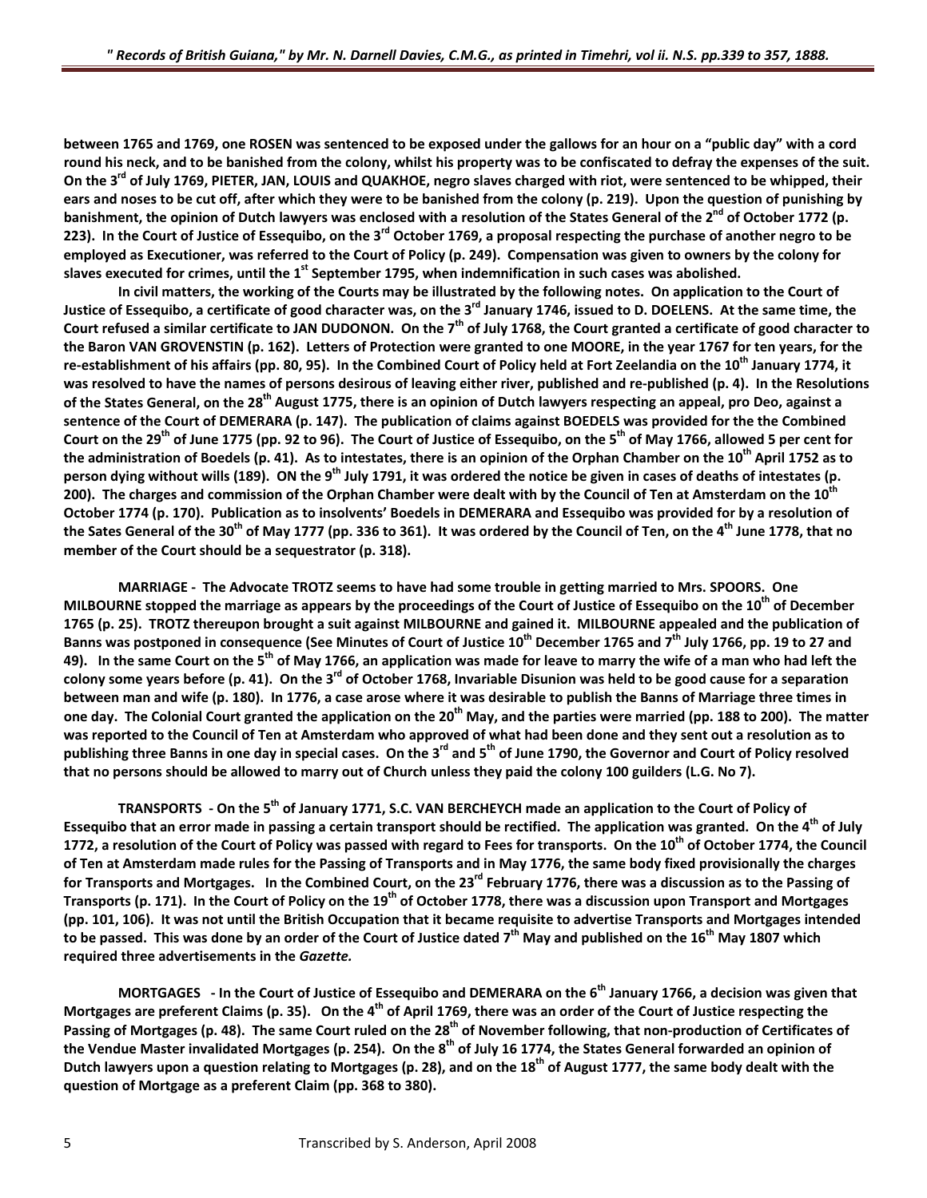**between 1765 and 1769, one ROSEN was sentenced to be exposed under the gallows for an hour on a "public day" with a cord round his neck, and to be banished from the colony, whilst his property was to be confiscated to defray the expenses of the suit. On the 3rd of July 1769, PIETER, JAN, LOUIS and QUAKHOE, negro slaves charged with riot, were sentenced to be whipped, their ears and noses to be cut off, after which they were to be banished from the colony (p. 219). Upon the question of punishing by banishment, the opinion of Dutch lawyers was enclosed with a resolution of the States General of the 2nd of October 1772 (p. 223). In the Court of Justice of Essequibo, on the 3rd October 1769, a proposal respecting the purchase of another negro to be employed as Executioner, was referred to the Court of Policy (p. 249). Compensation was given to owners by the colony for slaves executed for crimes, until the 1st September 1795, when indemnification in such cases was abolished.**

**In civil matters, the working of the Courts may be illustrated by the following notes. On application to the Court of Justice of Essequibo, a certificate of good character was, on the 3rd January 1746, issued to D. DOELENS. At the same time, the Court refused a similar certificate to JAN DUDONON. On the 7th of July 1768, the Court granted a certificate of good character to the Baron VAN GROVENSTIN (p. 162). Letters of Protection were granted to one MOORE, in the year 1767 for ten years, for the re-establishment of his affairs (pp. 80, 95). In the Combined Court of Policy held at Fort Zeelandia on the 10th January 1774, it was resolved to have the names of persons desirous of leaving either river, published and re-published (p. 4). In the Resolutions of the States General, on the 28th August 1775, there is an opinion of Dutch lawyers respecting an appeal, pro Deo, against a sentence of the Court of DEMERARA (p. 147). The publication of claims against BOEDELS was provided for the the Combined Court on the 29th of June 1775 (pp. 92 to 96). The Court of Justice of Essequibo, on the 5th of May 1766, allowed 5 per cent for the administration of Boedels (p. 41). As to intestates, there is an opinion of the Orphan Chamber on the 10th April 1752 as to person dying without wills (189). ON the 9th July 1791, it was ordered the notice be given in cases of deaths of intestates (p. 200). The charges and commission of the Orphan Chamber were dealt with by the Council of Ten at Amsterdam on the 10th October 1774 (p. 170). Publication as to insolvents' Boedels in DEMERARA and Essequibo was provided for by a resolution of the Sates General of the 30th of May 1777 (pp. 336 to 361). It was ordered by the Council of Ten, on the 4th June 1778, that no member of the Court should be a sequestrator (p. 318).**

**MARRIAGE - The Advocate TROTZ seems to have had some trouble in getting married to Mrs. SPOORS. One MILBOURNE stopped the marriage as appears by the proceedings of the Court of Justice of Essequibo on the 10th of December 1765 (p. 25). TROTZ thereupon brought a suit against MILBOURNE and gained it. MILBOURNE appealed and the publication of Banns was postponed in consequence (See Minutes of Court of Justice 10th December 1765 and 7th July 1766, pp. 19 to 27 and 49). In the same Court on the 5th of May 1766, an application was made for leave to marry the wife of a man who had left the colony some years before (p. 41). On the 3rd of October 1768, Invariable Disunion was held to be good cause for a separation between man and wife (p. 180). In 1776, a case arose where it was desirable to publish the Banns of Marriage three times in one day. The Colonial Court granted the application on the 20th May, and the parties were married (pp. 188 to 200). The matter was reported to the Council of Ten at Amsterdam who approved of what had been done and they sent out a resolution as to publishing three Banns in one day in special cases. On the 3rd and 5th of June 1790, the Governor and Court of Policy resolved that no persons should be allowed to marry out of Church unless they paid the colony 100 guilders (L.G. No 7).**

**TRANSPORTS - On the 5th of January 1771, S.C. VAN BERCHEYCH made an application to the Court of Policy of Essequibo that an error made in passing a certain transport should be rectified. The application was granted. On the 4th of July 1772, a resolution of the Court of Policy was passed with regard to Fees for transports. On the 10th of October 1774, the Council of Ten at Amsterdam made rules for the Passing of Transports and in May 1776, the same body fixed provisionally the charges for Transports and Mortgages. In the Combined Court, on the 23rd February 1776, there was a discussion as to the Passing of Transports (p. 171). In the Court of Policy on the 19th of October 1778, there was a discussion upon Transport and Mortgages (pp. 101, 106). It was not until the British Occupation that it became requisite to advertise Transports and Mortgages intended to be passed. This was done by an order of the Court of Justice dated 7th May and published on the 16th May 1807 which required three advertisements in the *Gazette.***

**MORTGAGES - In the Court of Justice of Essequibo and DEMERARA on the 6th January 1766, a decision was given that Mortgages are preferent Claims (p. 35). On the 4th of April 1769, there was an order of the Court of Justice respecting the Passing of Mortgages (p. 48). The same Court ruled on the 28th of November following, that non-production of Certificates of the Vendue Master invalidated Mortgages (p. 254). On the 8th of July 16 1774, the States General forwarded an opinion of Dutch lawyers upon a question relating to Mortgages (p. 28), and on the 18th of August 1777, the same body dealt with the question of Mortgage as a preferent Claim (pp. 368 to 380).**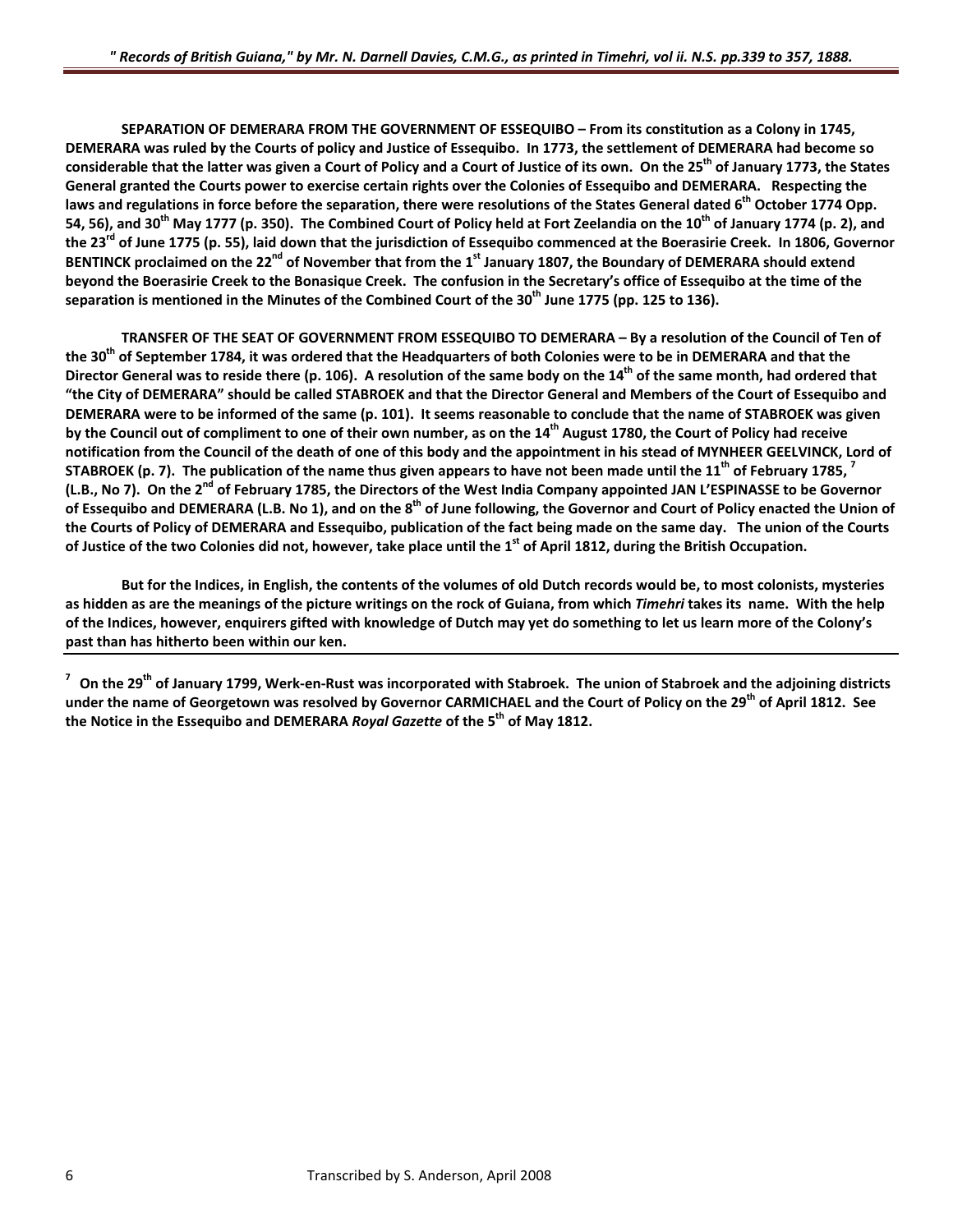**SEPARATION OF DEMERARA FROM THE GOVERNMENT OF ESSEQUIBO – From its constitution as a Colony in 1745, DEMERARA was ruled by the Courts of policy and Justice of Essequibo. In 1773, the settlement of DEMERARA had become so considerable that the latter was given a Court of Policy and a Court of Justice of its own. On the 25th of January 1773, the States General granted the Courts power to exercise certain rights over the Colonies of Essequibo and DEMERARA. Respecting the laws and regulations in force before the separation, there were resolutions of the States General dated 6th October 1774 Opp. 54, 56), and 30th May 1777 (p. 350). The Combined Court of Policy held at Fort Zeelandia on the 10th of January 1774 (p. 2), and the 23rd of June 1775 (p. 55), laid down that the jurisdiction of Essequibo commenced at the Boerasirie Creek. In 1806, Governor BENTINCK proclaimed on the 22nd of November that from the 1st January 1807, the Boundary of DEMERARA should extend beyond the Boerasirie Creek to the Bonasique Creek. The confusion in the Secretary's office of Essequibo at the time of the separation is mentioned in the Minutes of the Combined Court of the 30th June 1775 (pp. 125 to 136).**

**TRANSFER OF THE SEAT OF GOVERNMENT FROM ESSEQUIBO TO DEMERARA – By a resolution of the Council of Ten of the 30th of September 1784, it was ordered that the Headquarters of both Colonies were to be in DEMERARA and that the Director General was to reside there (p. 106). A resolution of the same body on the 14th of the same month, had ordered that "the City of DEMERARA" should be called STABROEK and that the Director General and Members of the Court of Essequibo and DEMERARA were to be informed of the same (p. 101). It seems reasonable to conclude that the name of STABROEK was given by the Council out of compliment to one of their own number, as on the 14th August 1780, the Court of Policy had receive notification from the Council of the death of one of this body and the appointment in his stead of MYNHEER GEELVINCK, Lord of STABROEK (p. 7). The publication of the name thus given appears to have not been made until the 11th of February 1785, [7] (L.B., No 7). On the 2nd of February 1785, the Directors of the West India Company appointed JAN L'ESPINASSE to be Governor of Essequibo and DEMERARA (L.B. No 1), and on the 8th of June following, the Governor and Court of Policy enacted the Union of the Courts of Policy of DEMERARA and Essequibo, publication of the fact being made on the same day. The union of the Courts of Justice of the two Colonies did not, however, take place until the 1st of April 1812, during the British Occupation.**

**But for the Indices, in English, the contents of the volumes of old Dutch records would be, to most colonists, mysteries as hidden as are the meanings of the picture writings on the rock of Guiana, from which *Timehri* takes its name. With the help of the Indices, however, enquirers gifted with knowledge of Dutch may yet do something to let us learn more of the Colony's past than has hitherto been within our ken.**

---

**[7] On the 29th of January 1799, Werk-en-Rust was incorporated with Stabroek. The union of Stabroek and the adjoining districts under the name of Georgetown was resolved by Governor CARMICHAEL and the Court of Policy on the 29th of April 1812. See the Notice in the Essequibo and DEMERARA *Royal Gazette* of the 5th of May 1812.**